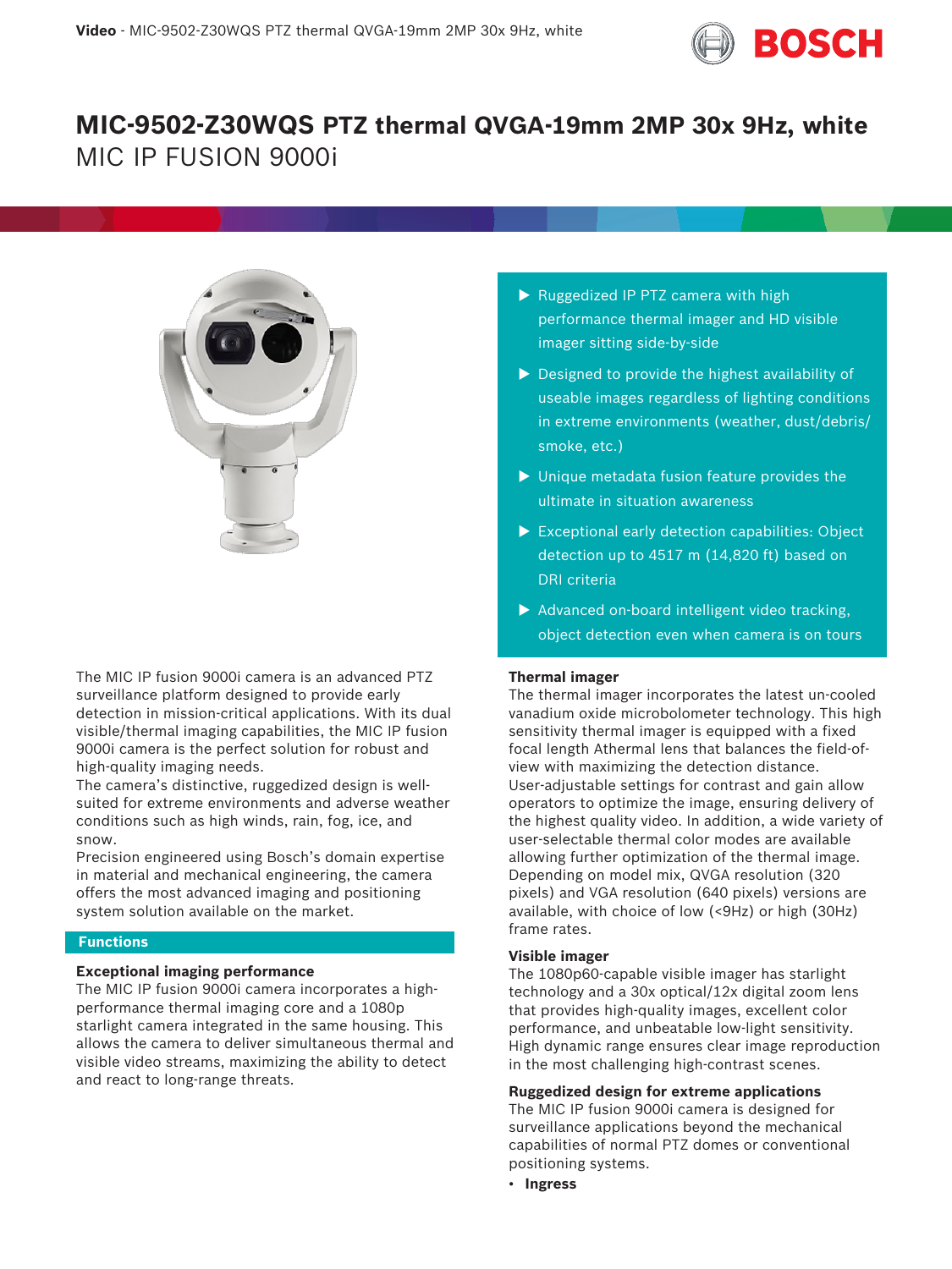# MIC-9502-Z30WQS PTZ thermal QVGA-19mm 2MP 30x 9Hz, white

MIC IP FUSION 9000i

- Ruggedized IP PTZ camera with high performance thermal imager and HD visible imager sitting side-by-side
- Designed to provide the highest availability of useable images regardless of lighting conditions in extreme environments (weather, dust/debris/ smoke, etc.)
- Unique metadata fusion feature provides the ultimate in situation awareness
- Exceptional early detection capabilities: Object detection up to 4517 m (14,820 ft) based on DRI criteria
- Advanced on-board intelligent video tracking, object detection even when camera is on tours

The MIC IP fusion 9000i camera is an advanced PTZ surveillance platform designed to provide early detection in mission-critical applications. With its dual visible/thermal imaging capabilities, the MIC IP fusion 9000i camera is the perfect solution for robust and high-quality imaging needs.

The camera's distinctive, ruggedized design is well-suited for extreme environments and adverse weather conditions such as high winds, rain, fog, ice, and snow.

Precision engineered using Bosch's domain expertise in material and mechanical engineering, the camera offers the most advanced imaging and positioning system solution available on the market.

## Functions

### Exceptional imaging performance

The MIC IP fusion 9000i camera incorporates a high-performance thermal imaging core and a 1080p starlight camera integrated in the same housing. This allows the camera to deliver simultaneous thermal and visible video streams, maximizing the ability to detect and react to long-range threats.

### Thermal imager

The thermal imager incorporates the latest un-cooled vanadium oxide microbolometer technology. This high sensitivity thermal imager is equipped with a fixed focal length Athermal lens that balances the field-of-view with maximizing the detection distance. User-adjustable settings for contrast and gain allow operators to optimize the image, ensuring delivery of the highest quality video. In addition, a wide variety of user-selectable thermal color modes are available allowing further optimization of the thermal image. Depending on model mix, QVGA resolution (320 pixels) and VGA resolution (640 pixels) versions are available, with choice of low (<9Hz) or high (30Hz) frame rates.

### Visible imager

The 1080p60-capable visible imager has starlight technology and a 30x optical/12x digital zoom lens that provides high-quality images, excellent color performance, and unbeatable low-light sensitivity. High dynamic range ensures clear image reproduction in the most challenging high-contrast scenes.

### Ruggedized design for extreme applications

The MIC IP fusion 9000i camera is designed for surveillance applications beyond the mechanical capabilities of normal PTZ domes or conventional positioning systems.

- **Ingress**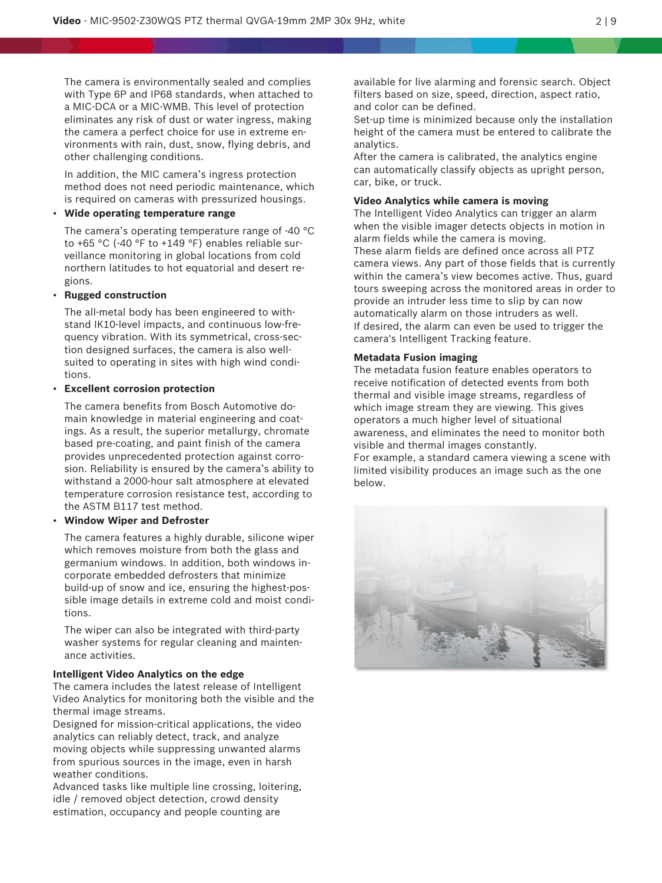The camera is environmentally sealed and complies with Type 6P and IP68 standards, when attached to a MIC-DCA or a MIC-WMB. This level of protection eliminates any risk of dust or water ingress, making the camera a perfect choice for use in extreme environments with rain, dust, snow, flying debris, and other challenging conditions.

In addition, the MIC camera's ingress protection method does not need periodic maintenance, which is required on cameras with pressurized housings.

- **Wide operating temperature range**

  The camera's operating temperature range of -40 °C to +65 °C (-40 °F to +149 °F) enables reliable surveillance monitoring in global locations from cold northern latitudes to hot equatorial and desert regions.

- **Rugged construction**

  The all-metal body has been engineered to withstand IK10-level impacts, and continuous low-frequency vibration. With its symmetrical, cross-section designed surfaces, the camera is also well-suited to operating in sites with high wind conditions.

- **Excellent corrosion protection**

  The camera benefits from Bosch Automotive domain knowledge in material engineering and coatings. As a result, the superior metallurgy, chromate based pre-coating, and paint finish of the camera provides unprecedented protection against corrosion. Reliability is ensured by the camera's ability to withstand a 2000-hour salt atmosphere at elevated temperature corrosion resistance test, according to the ASTM B117 test method.

- **Window Wiper and Defroster**

  The camera features a highly durable, silicone wiper which removes moisture from both the glass and germanium windows. In addition, both windows incorporate embedded defrosters that minimize build-up of snow and ice, ensuring the highest-possible image details in extreme cold and moist conditions.

  The wiper can also be integrated with third-party washer systems for regular cleaning and maintenance activities.

**Intelligent Video Analytics on the edge**

The camera includes the latest release of Intelligent Video Analytics for monitoring both the visible and the thermal image streams.

Designed for mission-critical applications, the video analytics can reliably detect, track, and analyze moving objects while suppressing unwanted alarms from spurious sources in the image, even in harsh weather conditions.

Advanced tasks like multiple line crossing, loitering, idle / removed object detection, crowd density estimation, occupancy and people counting are available for live alarming and forensic search. Object filters based on size, speed, direction, aspect ratio, and color can be defined.

Set-up time is minimized because only the installation height of the camera must be entered to calibrate the analytics.

After the camera is calibrated, the analytics engine can automatically classify objects as upright person, car, bike, or truck.

**Video Analytics while camera is moving**

The Intelligent Video Analytics can trigger an alarm when the visible imager detects objects in motion in alarm fields while the camera is moving.

These alarm fields are defined once across all PTZ camera views. Any part of those fields that is currently within the camera's view becomes active. Thus, guard tours sweeping across the monitored areas in order to provide an intruder less time to slip by can now automatically alarm on those intruders as well.

If desired, the alarm can even be used to trigger the camera's Intelligent Tracking feature.

**Metadata Fusion imaging**

The metadata fusion feature enables operators to receive notification of detected events from both thermal and visible image streams, regardless of which image stream they are viewing. This gives operators a much higher level of situational awareness, and eliminates the need to monitor both visible and thermal images constantly.

For example, a standard camera viewing a scene with limited visibility produces an image such as the one below.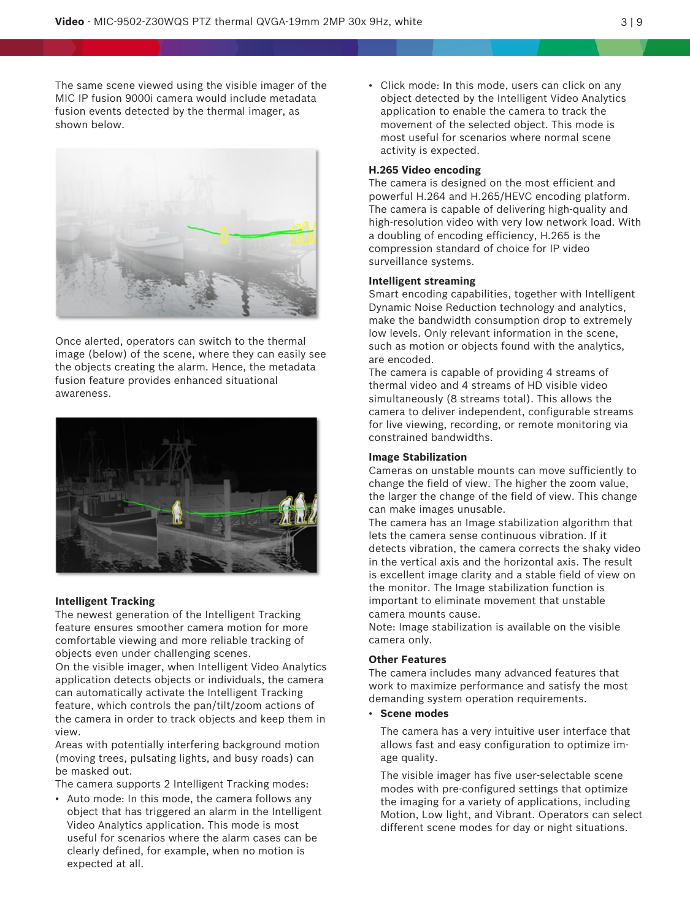The same scene viewed using the visible imager of the MIC IP fusion 9000i camera would include metadata fusion events detected by the thermal imager, as shown below.

Once alerted, operators can switch to the thermal image (below) of the scene, where they can easily see the objects creating the alarm. Hence, the metadata fusion feature provides enhanced situational awareness.

**Intelligent Tracking**

The newest generation of the Intelligent Tracking feature ensures smoother camera motion for more comfortable viewing and more reliable tracking of objects even under challenging scenes.

On the visible imager, when Intelligent Video Analytics application detects objects or individuals, the camera can automatically activate the Intelligent Tracking feature, which controls the pan/tilt/zoom actions of the camera in order to track objects and keep them in view.

Areas with potentially interfering background motion (moving trees, pulsating lights, and busy roads) can be masked out.

The camera supports 2 Intelligent Tracking modes:

- Auto mode: In this mode, the camera follows any object that has triggered an alarm in the Intelligent Video Analytics application. This mode is most useful for scenarios where the alarm cases can be clearly defined, for example, when no motion is expected at all.
- Click mode: In this mode, users can click on any object detected by the Intelligent Video Analytics application to enable the camera to track the movement of the selected object. This mode is most useful for scenarios where normal scene activity is expected.

**H.265 Video encoding**

The camera is designed on the most efficient and powerful H.264 and H.265/HEVC encoding platform. The camera is capable of delivering high-quality and high-resolution video with very low network load. With a doubling of encoding efficiency, H.265 is the compression standard of choice for IP video surveillance systems.

**Intelligent streaming**

Smart encoding capabilities, together with Intelligent Dynamic Noise Reduction technology and analytics, make the bandwidth consumption drop to extremely low levels. Only relevant information in the scene, such as motion or objects found with the analytics, are encoded.

The camera is capable of providing 4 streams of thermal video and 4 streams of HD visible video simultaneously (8 streams total). This allows the camera to deliver independent, configurable streams for live viewing, recording, or remote monitoring via constrained bandwidths.

**Image Stabilization**

Cameras on unstable mounts can move sufficiently to change the field of view. The higher the zoom value, the larger the change of the field of view. This change can make images unusable.

The camera has an Image stabilization algorithm that lets the camera sense continuous vibration. If it detects vibration, the camera corrects the shaky video in the vertical axis and the horizontal axis. The result is excellent image clarity and a stable field of view on the monitor. The Image stabilization function is important to eliminate movement that unstable camera mounts cause.

Note: Image stabilization is available on the visible camera only.

**Other Features**

The camera includes many advanced features that work to maximize performance and satisfy the most demanding system operation requirements.

- **Scene modes**

  The camera has a very intuitive user interface that allows fast and easy configuration to optimize image quality.

  The visible imager has five user-selectable scene modes with pre-configured settings that optimize the imaging for a variety of applications, including Motion, Low light, and Vibrant. Operators can select different scene modes for day or night situations.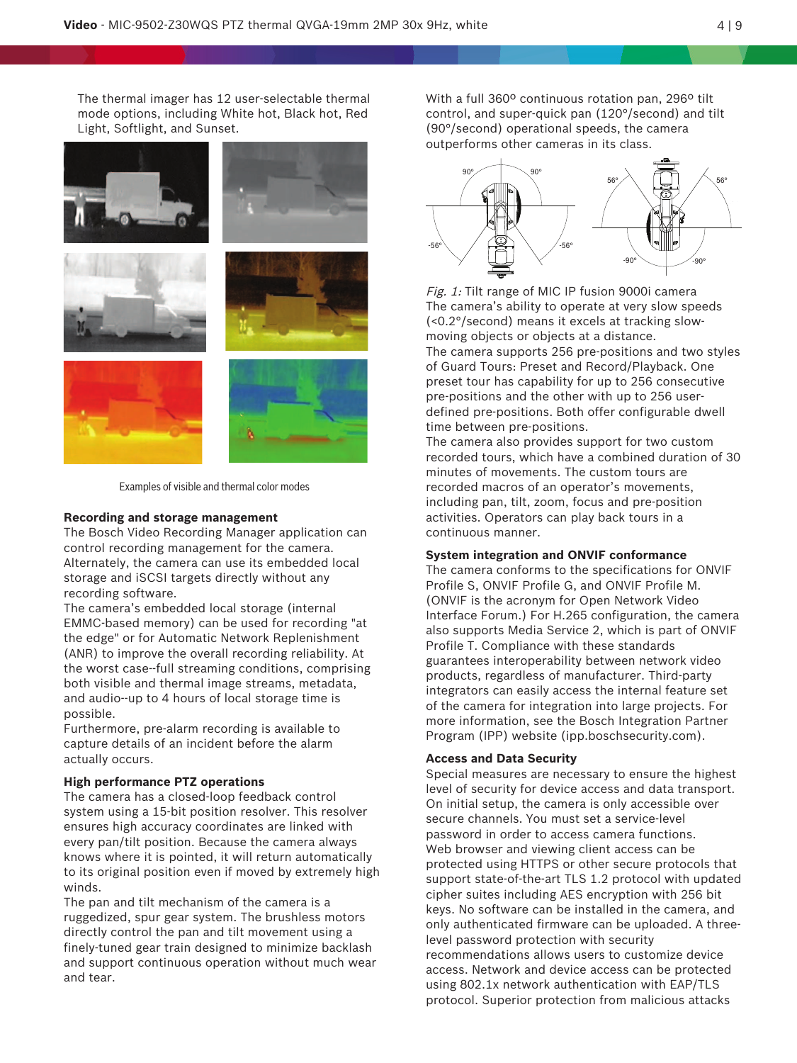The thermal imager has 12 user-selectable thermal mode options, including White hot, Black hot, Red Light, Softlight, and Sunset.

Examples of visible and thermal color modes

**Recording and storage management**

The Bosch Video Recording Manager application can control recording management for the camera. Alternately, the camera can use its embedded local storage and iSCSI targets directly without any recording software.

The camera's embedded local storage (internal EMMC-based memory) can be used for recording "at the edge" or for Automatic Network Replenishment (ANR) to improve the overall recording reliability. At the worst case--full streaming conditions, comprising both visible and thermal image streams, metadata, and audio--up to 4 hours of local storage time is possible.

Furthermore, pre-alarm recording is available to capture details of an incident before the alarm actually occurs.

**High performance PTZ operations**

The camera has a closed-loop feedback control system using a 15-bit position resolver. This resolver ensures high accuracy coordinates are linked with every pan/tilt position. Because the camera always knows where it is pointed, it will return automatically to its original position even if moved by extremely high winds.

The pan and tilt mechanism of the camera is a ruggedized, spur gear system. The brushless motors directly control the pan and tilt movement using a finely-tuned gear train designed to minimize backlash and support continuous operation without much wear and tear.

With a full 360º continuous rotation pan, 296º tilt control, and super-quick pan (120°/second) and tilt (90°/second) operational speeds, the camera outperforms other cameras in its class.

*Fig. 1:* Tilt range of MIC IP fusion 9000i camera

The camera's ability to operate at very slow speeds (<0.2°/second) means it excels at tracking slow-moving objects or objects at a distance.

The camera supports 256 pre-positions and two styles of Guard Tours: Preset and Record/Playback. One preset tour has capability for up to 256 consecutive pre-positions and the other with up to 256 user-defined pre-positions. Both offer configurable dwell time between pre-positions.

The camera also provides support for two custom recorded tours, which have a combined duration of 30 minutes of movements. The custom tours are recorded macros of an operator's movements, including pan, tilt, zoom, focus and pre-position activities. Operators can play back tours in a continuous manner.

**System integration and ONVIF conformance**

The camera conforms to the specifications for ONVIF Profile S, ONVIF Profile G, and ONVIF Profile M. (ONVIF is the acronym for Open Network Video Interface Forum.) For H.265 configuration, the camera also supports Media Service 2, which is part of ONVIF Profile T. Compliance with these standards guarantees interoperability between network video products, regardless of manufacturer. Third-party integrators can easily access the internal feature set of the camera for integration into large projects. For more information, see the Bosch Integration Partner Program (IPP) website (ipp.boschsecurity.com).

**Access and Data Security**

Special measures are necessary to ensure the highest level of security for device access and data transport. On initial setup, the camera is only accessible over secure channels. You must set a service-level password in order to access camera functions.

Web browser and viewing client access can be protected using HTTPS or other secure protocols that support state-of-the-art TLS 1.2 protocol with updated cipher suites including AES encryption with 256 bit keys. No software can be installed in the camera, and only authenticated firmware can be uploaded. A three-level password protection with security recommendations allows users to customize device access. Network and device access can be protected using 802.1x network authentication with EAP/TLS protocol. Superior protection from malicious attacks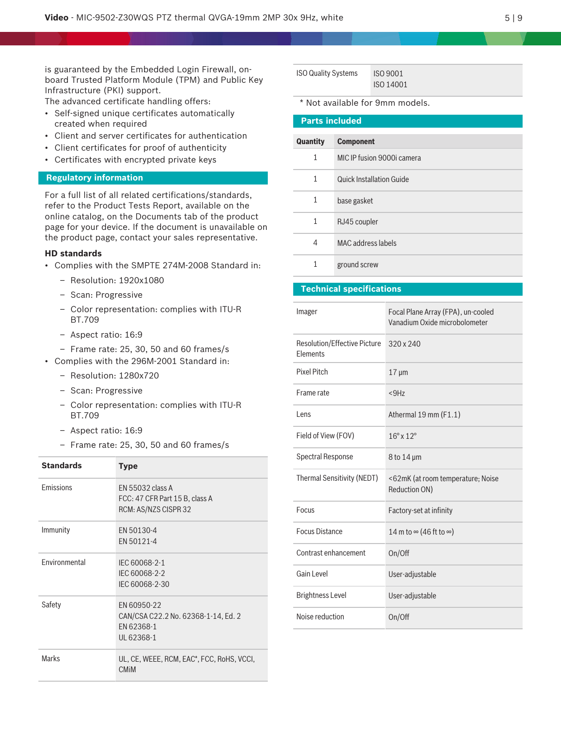is guaranteed by the Embedded Login Firewall, on-board Trusted Platform Module (TPM) and Public Key Infrastructure (PKI) support.
The advanced certificate handling offers:

- Self-signed unique certificates automatically created when required
- Client and server certificates for authentication
- Client certificates for proof of authenticity
- Certificates with encrypted private keys

## Regulatory information

For a full list of all related certifications/standards, refer to the Product Tests Report, available on the online catalog, on the Documents tab of the product page for your device. If the document is unavailable on the product page, contact your sales representative.

**HD standards**

- Complies with the SMPTE 274M-2008 Standard in:
  - Resolution: 1920x1080
  - Scan: Progressive
  - Color representation: complies with ITU-R BT.709
  - Aspect ratio: 16:9
  - Frame rate: 25, 30, 50 and 60 frames/s
- Complies with the 296M-2001 Standard in:
  - Resolution: 1280x720
  - Scan: Progressive
  - Color representation: complies with ITU-R BT.709
  - Aspect ratio: 16:9
  - Frame rate: 25, 30, 50 and 60 frames/s

| Standards | Type |
|---|---|
| Emissions | EN 55032 class A<br>FCC: 47 CFR Part 15 B, class A<br>RCM: AS/NZS CISPR 32 |
| Immunity | EN 50130-4<br>EN 50121-4 |
| Environmental | IEC 60068-2-1<br>IEC 60068-2-2<br>IEC 60068-2-30 |
| Safety | EN 60950-22<br>CAN/CSA C22.2 No. 62368-1-14, Ed. 2<br>EN 62368-1<br>UL 62368-1 |
| Marks | UL, CE, WEEE, RCM, EAC*, FCC, RoHS, VCCI, CMiM |
| ISO Quality Systems | ISO 9001<br>ISO 14001 |

\* Not available for 9mm models.

## Parts included

| Quantity | Component |
|---|---|
| 1 | MIC IP fusion 9000i camera |
| 1 | Quick Installation Guide |
| 1 | base gasket |
| 1 | RJ45 coupler |
| 4 | MAC address labels |
| 1 | ground screw |

## Technical specifications

| | |
|---|---|
| Imager | Focal Plane Array (FPA), un-cooled Vanadium Oxide microbolometer |
| Resolution/Effective Picture Elements | 320 x 240 |
| Pixel Pitch | 17 µm |
| Frame rate | <9Hz |
| Lens | Athermal 19 mm (F1.1) |
| Field of View (FOV) | 16° x 12° |
| Spectral Response | 8 to 14 µm |
| Thermal Sensitivity (NEDT) | <62mK (at room temperature; Noise Reduction ON) |
| Focus | Factory-set at infinity |
| Focus Distance | 14 m to ∞ (46 ft to ∞) |
| Contrast enhancement | On/Off |
| Gain Level | User-adjustable |
| Brightness Level | User-adjustable |
| Noise reduction | On/Off |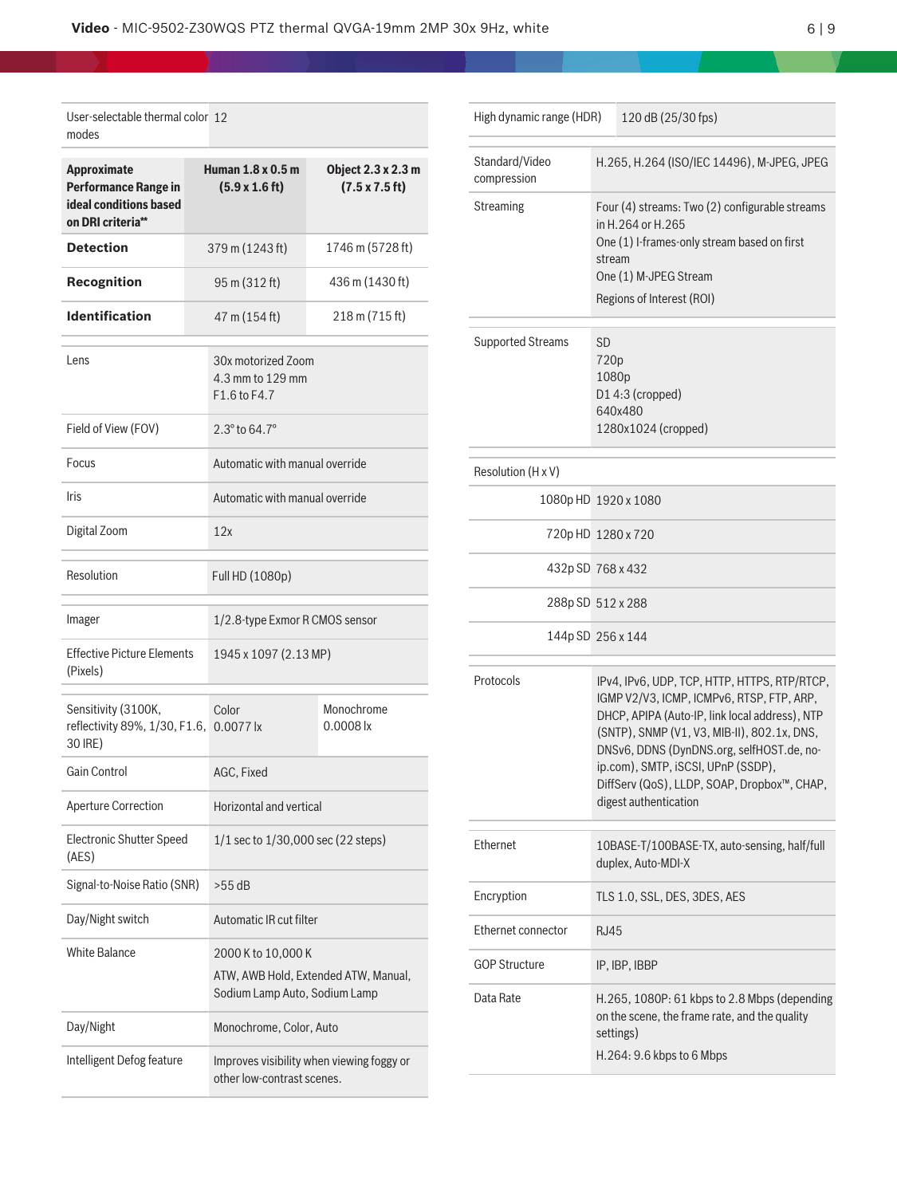| User-selectable thermal color modes | 12 |
|---|---|

| Approximate Performance Range in ideal conditions based on DRI criteria** | Human 1.8 x 0.5 m (5.9 x 1.6 ft) | Object 2.3 x 2.3 m (7.5 x 7.5 ft) |
|---|---|---|
| **Detection** | 379 m (1243 ft) | 1746 m (5728 ft) |
| **Recognition** | 95 m (312 ft) | 436 m (1430 ft) |
| **Identification** | 47 m (154 ft) | 218 m (715 ft) |

| | |
|---|---|
| Lens | 30x motorized Zoom<br>4.3 mm to 129 mm<br>F1.6 to F4.7 |
| Field of View (FOV) | 2.3° to 64.7° |
| Focus | Automatic with manual override |
| Iris | Automatic with manual override |
| Digital Zoom | 12x |

| | |
|---|---|
| Resolution | Full HD (1080p) |

| | |
|---|---|
| Imager | 1/2.8-type Exmor R CMOS sensor |
| Effective Picture Elements (Pixels) | 1945 x 1097 (2.13 MP) |

| | | |
|---|---|---|
| Sensitivity (3100K, reflectivity 89%, 1/30, F1.6, 30 IRE) | Color<br>0.0077 lx | Monochrome<br>0.0008 lx |
| Gain Control | AGC, Fixed | |
| Aperture Correction | Horizontal and vertical | |
| Electronic Shutter Speed (AES) | 1/1 sec to 1/30,000 sec (22 steps) | |
| Signal-to-Noise Ratio (SNR) | >55 dB | |
| Day/Night switch | Automatic IR cut filter | |
| White Balance | 2000 K to 10,000 K<br>ATW, AWB Hold, Extended ATW, Manual, Sodium Lamp Auto, Sodium Lamp | |
| Day/Night | Monochrome, Color, Auto | |
| Intelligent Defog feature | Improves visibility when viewing foggy or other low-contrast scenes. | |

| | |
|---|---|
| High dynamic range (HDR) | 120 dB (25/30 fps) |

| | |
|---|---|
| Standard/Video compression | H.265, H.264 (ISO/IEC 14496), M-JPEG, JPEG |
| Streaming | Four (4) streams: Two (2) configurable streams in H.264 or H.265<br>One (1) I-frames-only stream based on first stream<br>One (1) M-JPEG Stream<br>Regions of Interest (ROI) |

| | |
|---|---|
| Supported Streams | SD<br>720p<br>1080p<br>D1 4:3 (cropped)<br>640x480<br>1280x1024 (cropped) |

| Resolution (H x V) | |
|---|---|
| 1080p HD | 1920 x 1080 |
| 720p HD | 1280 x 720 |
| 432p SD | 768 x 432 |
| 288p SD | 512 x 288 |
| 144p SD | 256 x 144 |

| | |
|---|---|
| Protocols | IPv4, IPv6, UDP, TCP, HTTP, HTTPS, RTP/RTCP, IGMP V2/V3, ICMP, ICMPv6, RTSP, FTP, ARP, DHCP, APIPA (Auto-IP, link local address), NTP (SNTP), SNMP (V1, V3, MIB-II), 802.1x, DNS, DNSv6, DDNS (DynDNS.org, selfHOST.de, no-ip.com), SMTP, iSCSI, UPnP (SSDP), DiffServ (QoS), LLDP, SOAP, Dropbox™, CHAP, digest authentication |

| | |
|---|---|
| Ethernet | 10BASE-T/100BASE-TX, auto-sensing, half/full duplex, Auto-MDI-X |
| Encryption | TLS 1.0, SSL, DES, 3DES, AES |
| Ethernet connector | RJ45 |
| GOP Structure | IP, IBP, IBBP |
| Data Rate | H.265, 1080P: 61 kbps to 2.8 Mbps (depending on the scene, the frame rate, and the quality settings)<br>H.264: 9.6 kbps to 6 Mbps |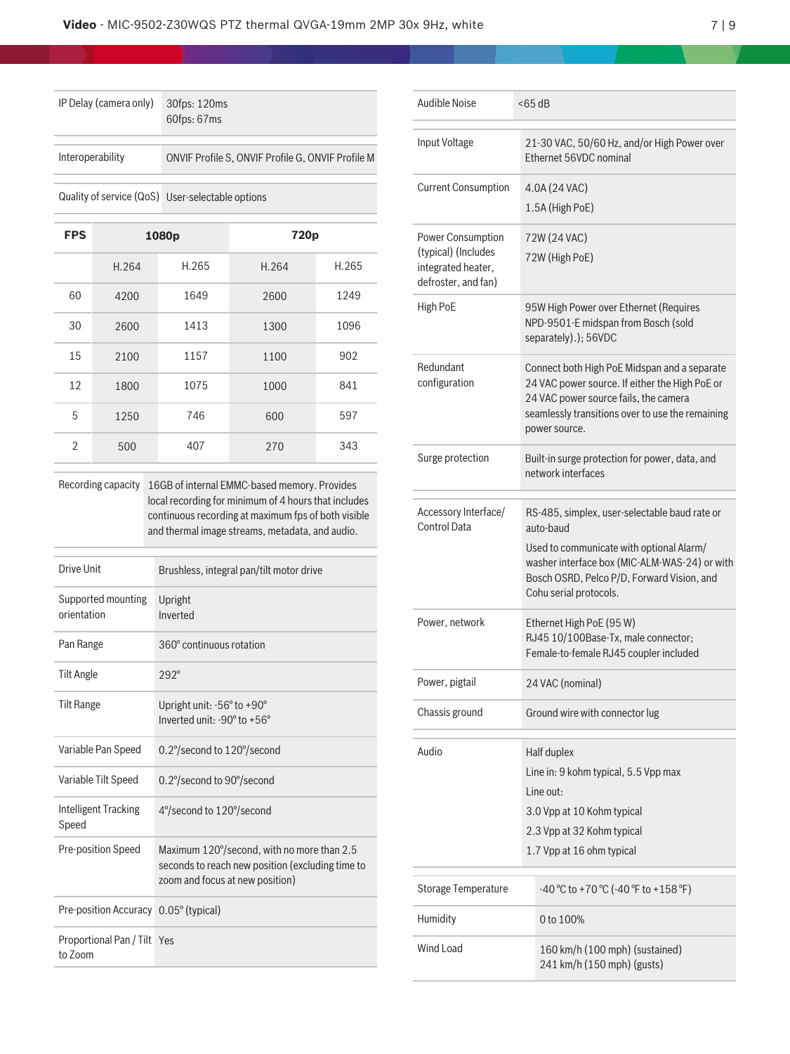| | |
|---|---|
| IP Delay (camera only) | 30fps: 120ms<br>60fps: 67ms |
| Interoperability | ONVIF Profile S, ONVIF Profile G, ONVIF Profile M |
| Quality of service (QoS) | User-selectable options |

| FPS | 1080p | | 720p | |
|---|---|---|---|---|
| | H.264 | H.265 | H.264 | H.265 |
| 60 | 4200 | 1649 | 2600 | 1249 |
| 30 | 2600 | 1413 | 1300 | 1096 |
| 15 | 2100 | 1157 | 1100 | 902 |
| 12 | 1800 | 1075 | 1000 | 841 |
| 5 | 1250 | 746 | 600 | 597 |
| 2 | 500 | 407 | 270 | 343 |

| | |
|---|---|
| Recording capacity | 16GB of internal EMMC-based memory. Provides local recording for minimum of 4 hours that includes continuous recording at maximum fps of both visible and thermal image streams, metadata, and audio. |

| | |
|---|---|
| Drive Unit | Brushless, integral pan/tilt motor drive |
| Supported mounting orientation | Upright<br>Inverted |
| Pan Range | 360° continuous rotation |
| Tilt Angle | 292° |
| Tilt Range | Upright unit: -56° to +90°<br>Inverted unit: -90° to +56° |
| Variable Pan Speed | 0.2°/second to 120°/second |
| Variable Tilt Speed | 0.2°/second to 90°/second |
| Intelligent Tracking Speed | 4°/second to 120°/second |
| Pre-position Speed | Maximum 120°/second, with no more than 2.5 seconds to reach new position (excluding time to zoom and focus at new position) |
| Pre-position Accuracy | 0.05° (typical) |
| Proportional Pan / Tilt to Zoom | Yes |

| | |
|---|---|
| Audible Noise | <65 dB |

| | |
|---|---|
| Input Voltage | 21-30 VAC, 50/60 Hz, and/or High Power over Ethernet 56VDC nominal |
| Current Consumption | 4.0A (24 VAC)<br>1.5A (High PoE) |
| Power Consumption (typical) (Includes integrated heater, defroster, and fan) | 72W (24 VAC)<br>72W (High PoE) |
| High PoE | 95W High Power over Ethernet (Requires NPD-9501-E midspan from Bosch (sold separately).); 56VDC |
| Redundant configuration | Connect both High PoE Midspan and a separate 24 VAC power source. If either the High PoE or 24 VAC power source fails, the camera seamlessly transitions over to use the remaining power source. |
| Surge protection | Built-in surge protection for power, data, and network interfaces |

| | |
|---|---|
| Accessory Interface/ Control Data | RS-485, simplex, user-selectable baud rate or auto-baud<br>Used to communicate with optional Alarm/ washer interface box (MIC-ALM-WAS-24) or with Bosch OSRD, Pelco P/D, Forward Vision, and Cohu serial protocols. |
| Power, network | Ethernet High PoE (95 W)<br>RJ45 10/100Base-Tx, male connector;<br>Female-to-female RJ45 coupler included |
| Power, pigtail | 24 VAC (nominal) |
| Chassis ground | Ground wire with connector lug |

| | |
|---|---|
| Audio | Half duplex<br>Line in: 9 kohm typical, 5.5 Vpp max<br>Line out:<br>3.0 Vpp at 10 Kohm typical<br>2.3 Vpp at 32 Kohm typical<br>1.7 Vpp at 16 ohm typical |

| | |
|---|---|
| Storage Temperature | -40 °C to +70 °C (-40 °F to +158 °F) |
| Humidity | 0 to 100% |
| Wind Load | 160 km/h (100 mph) (sustained)<br>241 km/h (150 mph) (gusts) |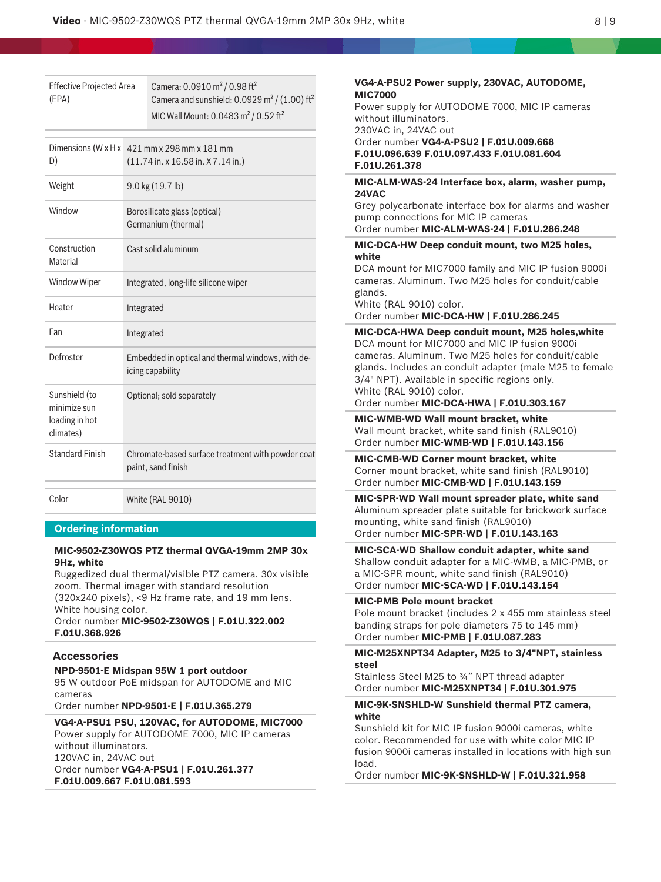| | |
|---|---|
| Effective Projected Area (EPA) | Camera: 0.0910 $m^2$ / 0.98 $ft^2$<br>Camera and sunshield: 0.0929 $m^2$ / (1.00) $ft^2$<br>MIC Wall Mount: 0.0483 $m^2$ / 0.52 $ft^2$ |
| Dimensions (W x H x D) | 421 mm x 298 mm x 181 mm<br>(11.74 in. x 16.58 in. X 7.14 in.) |
| Weight | 9.0 kg (19.7 lb) |
| Window | Borosilicate glass (optical)<br>Germanium (thermal) |
| Construction Material | Cast solid aluminum |
| Window Wiper | Integrated, long-life silicone wiper |
| Heater | Integrated |
| Fan | Integrated |
| Defroster | Embedded in optical and thermal windows, with de-icing capability |
| Sunshield (to minimize sun loading in hot climates) | Optional; sold separately |
| Standard Finish | Chromate-based surface treatment with powder coat paint, sand finish |
| Color | White (RAL 9010) |

## Ordering information

**MIC-9502-Z30WQS PTZ thermal QVGA-19mm 2MP 30x 9Hz, white**
Ruggedized dual thermal/visible PTZ camera. 30x visible zoom. Thermal imager with standard resolution (320x240 pixels), <9 Hz frame rate, and 19 mm lens. White housing color.
Order number **MIC-9502-Z30WQS | F.01U.322.002 F.01U.368.926**

### Accessories

**NPD-9501-E Midspan 95W 1 port outdoor**
95 W outdoor PoE midspan for AUTODOME and MIC cameras
Order number **NPD-9501-E | F.01U.365.279**

**VG4-A-PSU1 PSU, 120VAC, for AUTODOME, MIC7000**
Power supply for AUTODOME 7000, MIC IP cameras without illuminators.
120VAC in, 24VAC out
Order number **VG4-A-PSU1 | F.01U.261.377 F.01U.009.667 F.01U.081.593**

**VG4-A-PSU2 Power supply, 230VAC, AUTODOME, MIC7000**
Power supply for AUTODOME 7000, MIC IP cameras without illuminators.
230VAC in, 24VAC out
Order number **VG4-A-PSU2 | F.01U.009.668 F.01U.096.639 F.01U.097.433 F.01U.081.604 F.01U.261.378**

**MIC-ALM-WAS-24 Interface box, alarm, washer pump, 24VAC**
Grey polycarbonate interface box for alarms and washer pump connections for MIC IP cameras
Order number **MIC-ALM-WAS-24 | F.01U.286.248**

**MIC-DCA-HW Deep conduit mount, two M25 holes, white**
DCA mount for MIC7000 family and MIC IP fusion 9000i cameras. Aluminum. Two M25 holes for conduit/cable glands.
White (RAL 9010) color.
Order number **MIC-DCA-HW | F.01U.286.245**

**MIC-DCA-HWA Deep conduit mount, M25 holes,white**
DCA mount for MIC7000 and MIC IP fusion 9000i cameras. Aluminum. Two M25 holes for conduit/cable glands. Includes an conduit adapter (male M25 to female 3/4" NPT). Available in specific regions only.
White (RAL 9010) color.
Order number **MIC-DCA-HWA | F.01U.303.167**

**MIC-WMB-WD Wall mount bracket, white**
Wall mount bracket, white sand finish (RAL9010)
Order number **MIC-WMB-WD | F.01U.143.156**

**MIC-CMB-WD Corner mount bracket, white**
Corner mount bracket, white sand finish (RAL9010)
Order number **MIC-CMB-WD | F.01U.143.159**

**MIC-SPR-WD Wall mount spreader plate, white sand**
Aluminum spreader plate suitable for brickwork surface mounting, white sand finish (RAL9010)
Order number **MIC-SPR-WD | F.01U.143.163**

**MIC-SCA-WD Shallow conduit adapter, white sand**
Shallow conduit adapter for a MIC-WMB, a MIC-PMB, or a MIC-SPR mount, white sand finish (RAL9010)
Order number **MIC-SCA-WD | F.01U.143.154**

**MIC-PMB Pole mount bracket**
Pole mount bracket (includes 2 x 455 mm stainless steel banding straps for pole diameters 75 to 145 mm)
Order number **MIC-PMB | F.01U.087.283**

**MIC-M25XNPT34 Adapter, M25 to 3/4"NPT, stainless steel**
Stainless Steel M25 to ¾" NPT thread adapter
Order number **MIC-M25XNPT34 | F.01U.301.975**

**MIC-9K-SNSHLD-W Sunshield thermal PTZ camera, white**
Sunshield kit for MIC IP fusion 9000i cameras, white color. Recommended for use with white color MIC IP fusion 9000i cameras installed in locations with high sun load.
Order number **MIC-9K-SNSHLD-W | F.01U.321.958**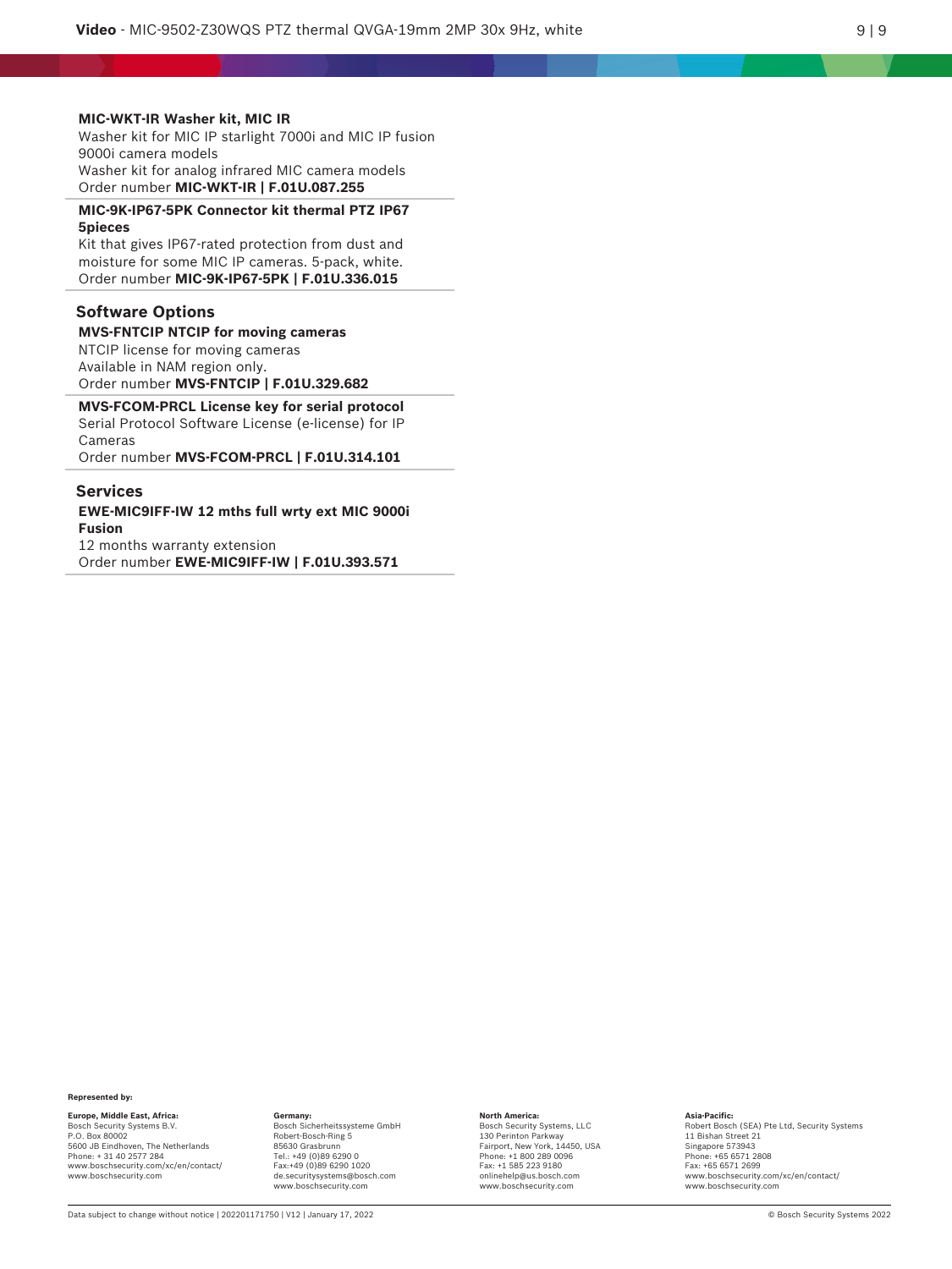**MIC-WKT-IR Washer kit, MIC IR**

Washer kit for MIC IP starlight 7000i and MIC IP fusion 9000i camera models

Washer kit for analog infrared MIC camera models

Order number **MIC-WKT-IR | F.01U.087.255**

**MIC-9K-IP67-5PK Connector kit thermal PTZ IP67 5pieces**

Kit that gives IP67-rated protection from dust and moisture for some MIC IP cameras. 5-pack, white.

Order number **MIC-9K-IP67-5PK | F.01U.336.015**

## Software Options

**MVS-FNTCIP NTCIP for moving cameras**

NTCIP license for moving cameras

Available in NAM region only.

Order number **MVS-FNTCIP | F.01U.329.682**

**MVS-FCOM-PRCL License key for serial protocol**

Serial Protocol Software License (e-license) for IP Cameras

Order number **MVS-FCOM-PRCL | F.01U.314.101**

## Services

**EWE-MIC9IFF-IW 12 mths full wrty ext MIC 9000i Fusion**

12 months warranty extension

Order number **EWE-MIC9IFF-IW | F.01U.393.571**

**Represented by:**

**Europe, Middle East, Africa:**
Bosch Security Systems B.V.
P.O. Box 80002
5600 JB Eindhoven, The Netherlands
Phone: + 31 40 2577 284
www.boschsecurity.com/xc/en/contact/
www.boschsecurity.com

**Germany:**
Bosch Sicherheitssysteme GmbH
Robert-Bosch-Ring 5
85630 Grasbrunn
Tel.: +49 (0)89 6290 0
Fax:+49 (0)89 6290 1020
de.securitysystems@bosch.com
www.boschsecurity.com

**North America:**
Bosch Security Systems, LLC
130 Perinton Parkway
Fairport, New York, 14450, USA
Phone: +1 800 289 0096
Fax: +1 585 223 9180
onlinehelp@us.bosch.com
www.boschsecurity.com

**Asia-Pacific:**
Robert Bosch (SEA) Pte Ltd, Security Systems
11 Bishan Street 21
Singapore 573943
Phone: +65 6571 2808
Fax: +65 6571 2699
www.boschsecurity.com/xc/en/contact/
www.boschsecurity.com

Data subject to change without notice | 202201171750 | V12 | January 17, 2022

© Bosch Security Systems 2022